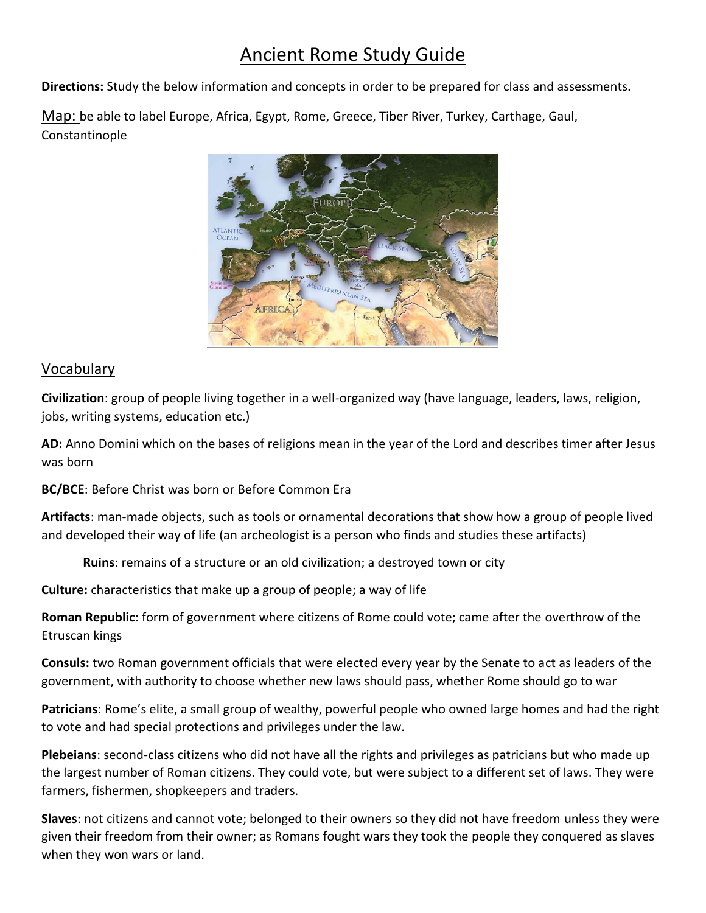# Ancient Rome Study Guide

**Directions:** Study the below information and concepts in order to be prepared for class and assessments.

Map: be able to label Europe, Africa, Egypt, Rome, Greece, Tiber River, Turkey, Carthage, Gaul, Constantinople

## Vocabulary

**Civilization**: group of people living together in a well-organized way (have language, leaders, laws, religion, jobs, writing systems, education etc.)

**AD:** Anno Domini which on the bases of religions mean in the year of the Lord and describes timer after Jesus was born

**BC/BCE**: Before Christ was born or Before Common Era

**Artifacts**: man-made objects, such as tools or ornamental decorations that show how a group of people lived and developed their way of life (an archeologist is a person who finds and studies these artifacts)

**Ruins**: remains of a structure or an old civilization; a destroyed town or city

**Culture:** characteristics that make up a group of people; a way of life

**Roman Republic**: form of government where citizens of Rome could vote; came after the overthrow of the Etruscan kings

**Consuls:** two Roman government officials that were elected every year by the Senate to act as leaders of the government, with authority to choose whether new laws should pass, whether Rome should go to war

**Patricians**: Rome's elite, a small group of wealthy, powerful people who owned large homes and had the right to vote and had special protections and privileges under the law.

**Plebeians**: second-class citizens who did not have all the rights and privileges as patricians but who made up the largest number of Roman citizens. They could vote, but were subject to a different set of laws. They were farmers, fishermen, shopkeepers and traders.

**Slaves**: not citizens and cannot vote; belonged to their owners so they did not have freedom unless they were given their freedom from their owner; as Romans fought wars they took the people they conquered as slaves when they won wars or land.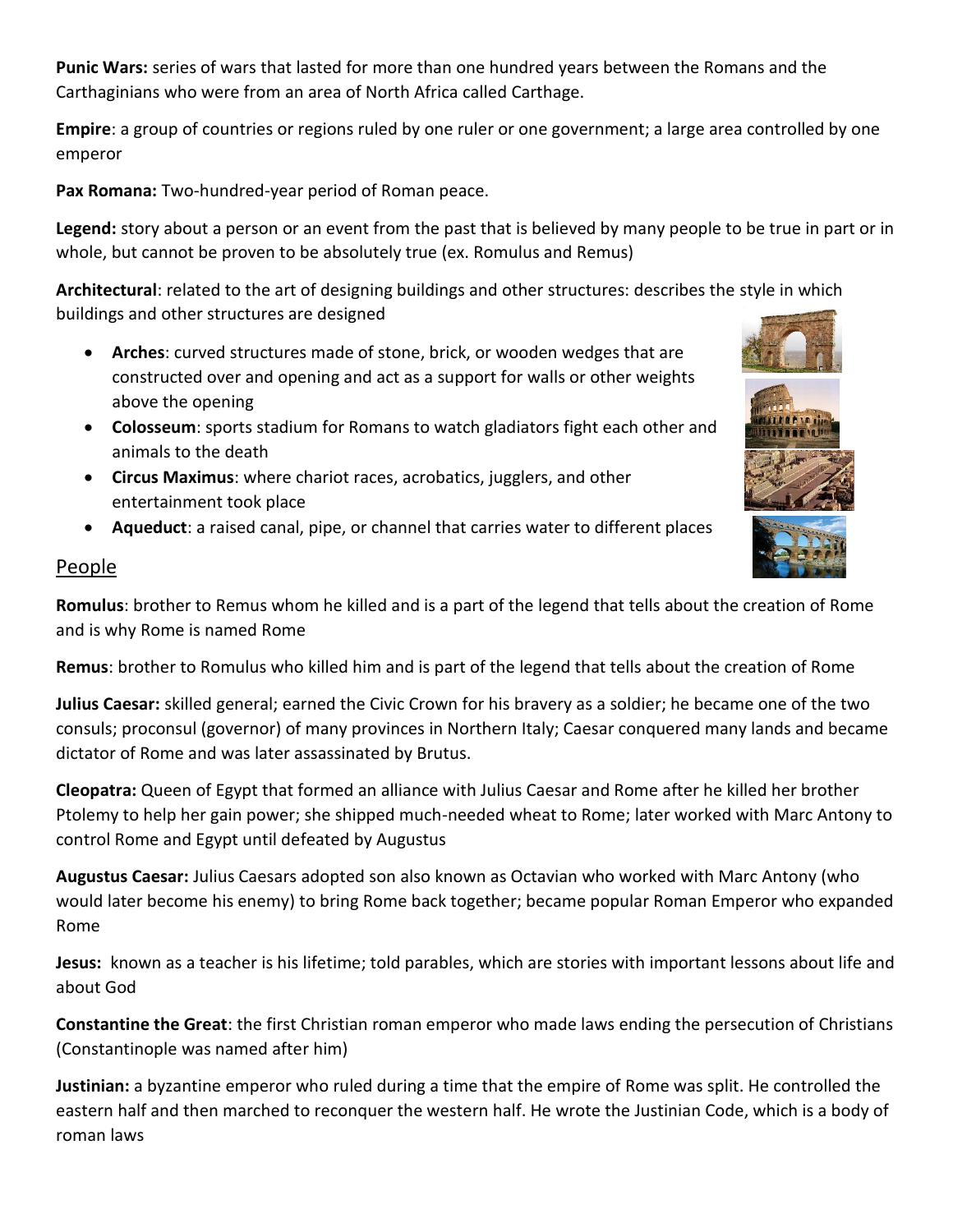**Punic Wars:** series of wars that lasted for more than one hundred years between the Romans and the Carthaginians who were from an area of North Africa called Carthage.

**Empire**: a group of countries or regions ruled by one ruler or one government; a large area controlled by one emperor

**Pax Romana:** Two-hundred-year period of Roman peace.

**Legend:** story about a person or an event from the past that is believed by many people to be true in part or in whole, but cannot be proven to be absolutely true (ex. Romulus and Remus)

**Architectural**: related to the art of designing buildings and other structures: describes the style in which buildings and other structures are designed

- **Arches**: curved structures made of stone, brick, or wooden wedges that are constructed over and opening and act as a support for walls or other weights above the opening
- **Colosseum**: sports stadium for Romans to watch gladiators fight each other and animals to the death
- **Circus Maximus**: where chariot races, acrobatics, jugglers, and other entertainment took place
- **Aqueduct**: a raised canal, pipe, or channel that carries water to different places

## People

**Romulus**: brother to Remus whom he killed and is a part of the legend that tells about the creation of Rome and is why Rome is named Rome

**Remus**: brother to Romulus who killed him and is part of the legend that tells about the creation of Rome

**Julius Caesar:** skilled general; earned the Civic Crown for his bravery as a soldier; he became one of the two consuls; proconsul (governor) of many provinces in Northern Italy; Caesar conquered many lands and became dictator of Rome and was later assassinated by Brutus.

**Cleopatra:** Queen of Egypt that formed an alliance with Julius Caesar and Rome after he killed her brother Ptolemy to help her gain power; she shipped much-needed wheat to Rome; later worked with Marc Antony to control Rome and Egypt until defeated by Augustus

**Augustus Caesar:** Julius Caesars adopted son also known as Octavian who worked with Marc Antony (who would later become his enemy) to bring Rome back together; became popular Roman Emperor who expanded Rome

**Jesus:** known as a teacher is his lifetime; told parables, which are stories with important lessons about life and about God

**Constantine the Great**: the first Christian roman emperor who made laws ending the persecution of Christians (Constantinople was named after him)

**Justinian:** a byzantine emperor who ruled during a time that the empire of Rome was split. He controlled the eastern half and then marched to reconquer the western half. He wrote the Justinian Code, which is a body of roman laws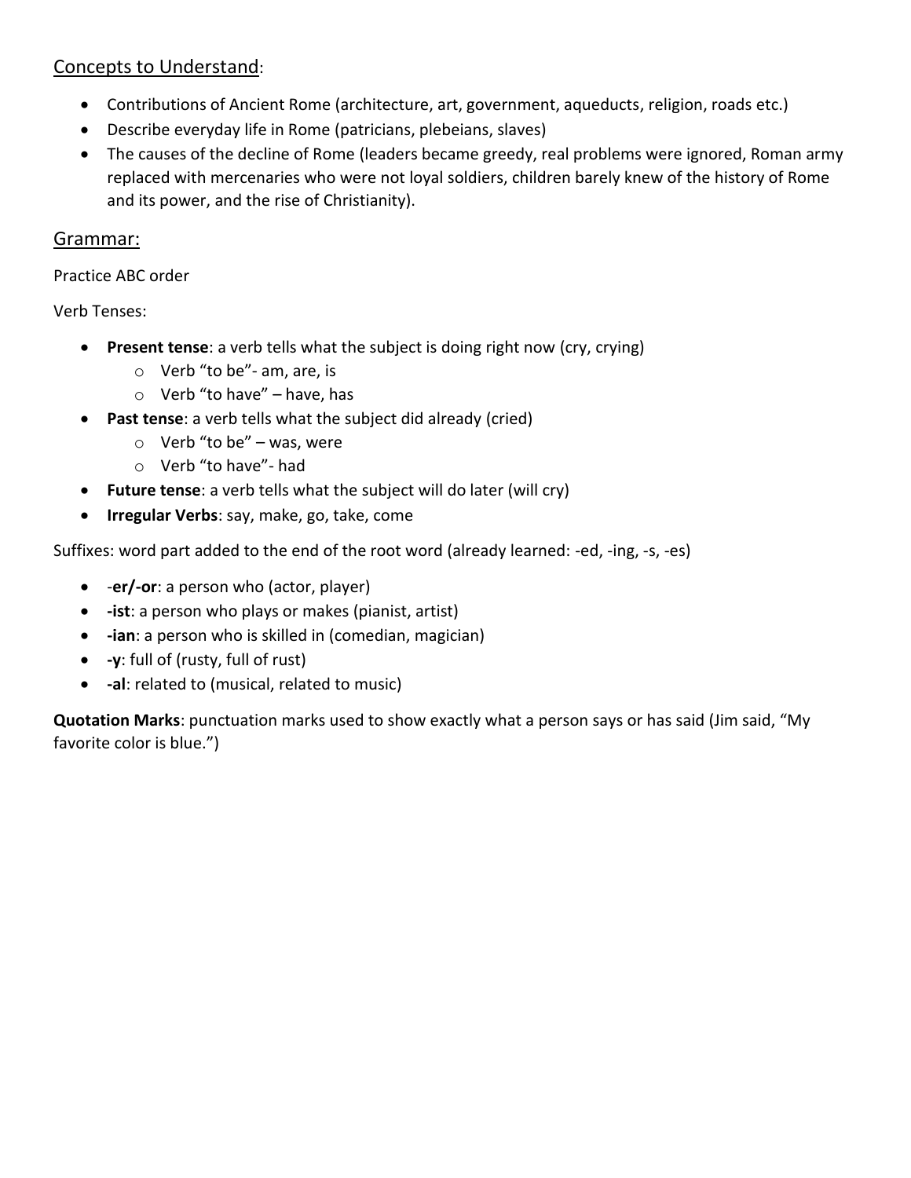## Concepts to Understand:

- Contributions of Ancient Rome (architecture, art, government, aqueducts, religion, roads etc.)
- Describe everyday life in Rome (patricians, plebeians, slaves)
- The causes of the decline of Rome (leaders became greedy, real problems were ignored, Roman army replaced with mercenaries who were not loyal soldiers, children barely knew of the history of Rome and its power, and the rise of Christianity).

## Grammar:

Practice ABC order

Verb Tenses:

- **Present tense**: a verb tells what the subject is doing right now (cry, crying)
  - Verb "to be"- am, are, is
  - Verb "to have" – have, has
- **Past tense**: a verb tells what the subject did already (cried)
  - Verb "to be" – was, were
  - Verb "to have"- had
- **Future tense**: a verb tells what the subject will do later (will cry)
- **Irregular Verbs**: say, make, go, take, come

Suffixes: word part added to the end of the root word (already learned: -ed, -ing, -s, -es)

- -**er/-or**: a person who (actor, player)
- **-ist**: a person who plays or makes (pianist, artist)
- **-ian**: a person who is skilled in (comedian, magician)
- **-y**: full of (rusty, full of rust)
- **-al**: related to (musical, related to music)

**Quotation Marks**: punctuation marks used to show exactly what a person says or has said (Jim said, "My favorite color is blue.")